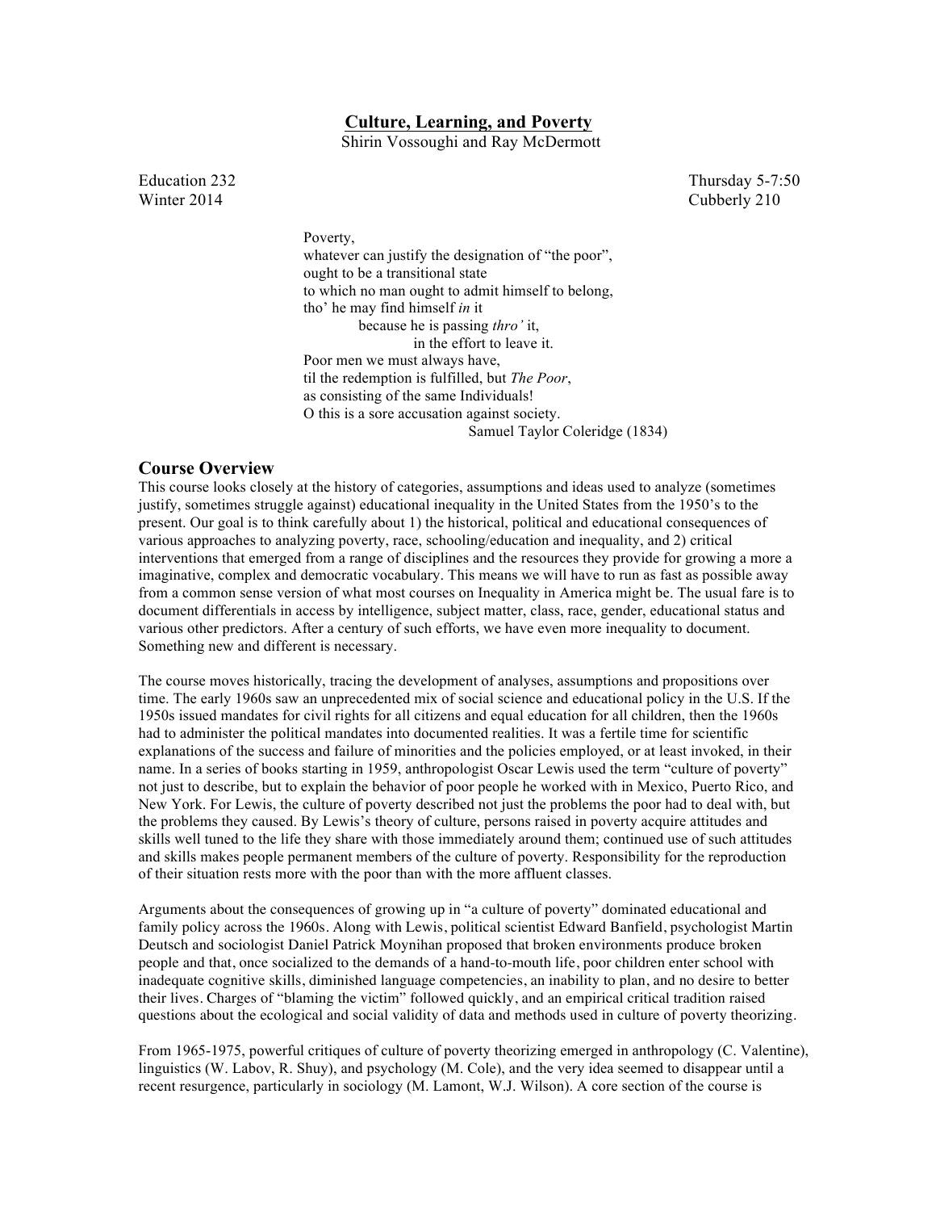# Culture, Learning, and Poverty

Shirin Vossoughi and Ray McDermott

Education 232 Thursday 5-7:50
Winter 2014 Cubberly 210

> Poverty,
> whatever can justify the designation of "the poor",
> ought to be a transitional state
> to which no man ought to admit himself to belong,
> tho' he may find himself *in* it
> because he is passing *thro'* it,
> in the effort to leave it.
> Poor men we must always have,
> til the redemption is fulfilled, but *The Poor*,
> as consisting of the same Individuals!
> O this is a sore accusation against society.
>
> Samuel Taylor Coleridge (1834)

## Course Overview

This course looks closely at the history of categories, assumptions and ideas used to analyze (sometimes justify, sometimes struggle against) educational inequality in the United States from the 1950's to the present. Our goal is to think carefully about 1) the historical, political and educational consequences of various approaches to analyzing poverty, race, schooling/education and inequality, and 2) critical interventions that emerged from a range of disciplines and the resources they provide for growing a more a imaginative, complex and democratic vocabulary. This means we will have to run as fast as possible away from a common sense version of what most courses on Inequality in America might be. The usual fare is to document differentials in access by intelligence, subject matter, class, race, gender, educational status and various other predictors. After a century of such efforts, we have even more inequality to document. Something new and different is necessary.

The course moves historically, tracing the development of analyses, assumptions and propositions over time. The early 1960s saw an unprecedented mix of social science and educational policy in the U.S. If the 1950s issued mandates for civil rights for all citizens and equal education for all children, then the 1960s had to administer the political mandates into documented realities. It was a fertile time for scientific explanations of the success and failure of minorities and the policies employed, or at least invoked, in their name. In a series of books starting in 1959, anthropologist Oscar Lewis used the term "culture of poverty" not just to describe, but to explain the behavior of poor people he worked with in Mexico, Puerto Rico, and New York. For Lewis, the culture of poverty described not just the problems the poor had to deal with, but the problems they caused. By Lewis's theory of culture, persons raised in poverty acquire attitudes and skills well tuned to the life they share with those immediately around them; continued use of such attitudes and skills makes people permanent members of the culture of poverty. Responsibility for the reproduction of their situation rests more with the poor than with the more affluent classes.

Arguments about the consequences of growing up in "a culture of poverty" dominated educational and family policy across the 1960s. Along with Lewis, political scientist Edward Banfield, psychologist Martin Deutsch and sociologist Daniel Patrick Moynihan proposed that broken environments produce broken people and that, once socialized to the demands of a hand-to-mouth life, poor children enter school with inadequate cognitive skills, diminished language competencies, an inability to plan, and no desire to better their lives. Charges of "blaming the victim" followed quickly, and an empirical critical tradition raised questions about the ecological and social validity of data and methods used in culture of poverty theorizing.

From 1965-1975, powerful critiques of culture of poverty theorizing emerged in anthropology (C. Valentine), linguistics (W. Labov, R. Shuy), and psychology (M. Cole), and the very idea seemed to disappear until a recent resurgence, particularly in sociology (M. Lamont, W.J. Wilson). A core section of the course is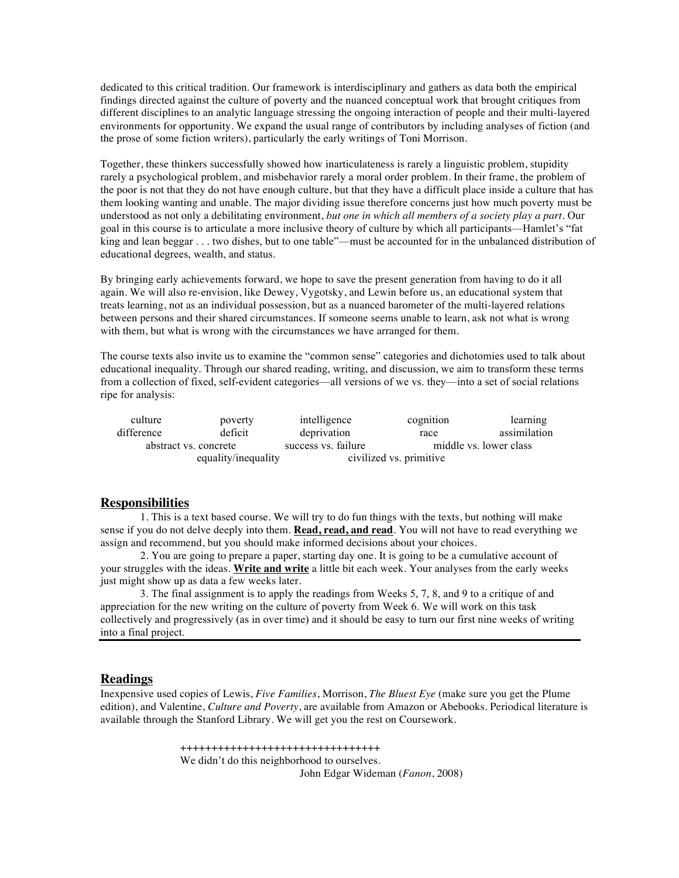dedicated to this critical tradition. Our framework is interdisciplinary and gathers as data both the empirical findings directed against the culture of poverty and the nuanced conceptual work that brought critiques from different disciplines to an analytic language stressing the ongoing interaction of people and their multi-layered environments for opportunity. We expand the usual range of contributors by including analyses of fiction (and the prose of some fiction writers), particularly the early writings of Toni Morrison.

Together, these thinkers successfully showed how inarticulateness is rarely a linguistic problem, stupidity rarely a psychological problem, and misbehavior rarely a moral order problem. In their frame, the problem of the poor is not that they do not have enough culture, but that they have a difficult place inside a culture that has them looking wanting and unable. The major dividing issue therefore concerns just how much poverty must be understood as not only a debilitating environment, *but one in which all members of a society play a part*. Our goal in this course is to articulate a more inclusive theory of culture by which all participants—Hamlet's "fat king and lean beggar . . . two dishes, but to one table"—must be accounted for in the unbalanced distribution of educational degrees, wealth, and status.

By bringing early achievements forward, we hope to save the present generation from having to do it all again. We will also re-envision, like Dewey, Vygotsky, and Lewin before us, an educational system that treats learning, not as an individual possession, but as a nuanced barometer of the multi-layered relations between persons and their shared circumstances. If someone seems unable to learn, ask not what is wrong with them, but what is wrong with the circumstances we have arranged for them.

The course texts also invite us to examine the "common sense" categories and dichotomies used to talk about educational inequality. Through our shared reading, writing, and discussion, we aim to transform these terms from a collection of fixed, self-evident categories—all versions of we vs. they—into a set of social relations ripe for analysis:

culture &nbsp;&nbsp; poverty &nbsp;&nbsp; intelligence &nbsp;&nbsp; cognition &nbsp;&nbsp; learning
difference &nbsp;&nbsp; deficit &nbsp;&nbsp; deprivation &nbsp;&nbsp; race &nbsp;&nbsp; assimilation
abstract vs. concrete &nbsp;&nbsp; success vs. failure &nbsp;&nbsp; middle vs. lower class
equality/inequality &nbsp;&nbsp; civilized vs. primitive

## Responsibilities

1. This is a text based course. We will try to do fun things with the texts, but nothing will make sense if you do not delve deeply into them. **Read, read, and read**. You will not have to read everything we assign and recommend, but you should make informed decisions about your choices.

2. You are going to prepare a paper, starting day one. It is going to be a cumulative account of your struggles with the ideas. **Write and write** a little bit each week. Your analyses from the early weeks just might show up as data a few weeks later.

3. The final assignment is to apply the readings from Weeks 5, 7, 8, and 9 to a critique of and appreciation for the new writing on the culture of poverty from Week 6. We will work on this task collectively and progressively (as in over time) and it should be easy to turn our first nine weeks of writing into a final project.

## Readings

Inexpensive used copies of Lewis, *Five Families*, Morrison, *The Bluest Eye* (make sure you get the Plume edition), and Valentine, *Culture and Poverty*, are available from Amazon or Abebooks. Periodical literature is available through the Stanford Library. We will get you the rest on Coursework.

++++++++++++++++++++++++++++++++

We didn't do this neighborhood to ourselves.

John Edgar Wideman (*Fanon*, 2008)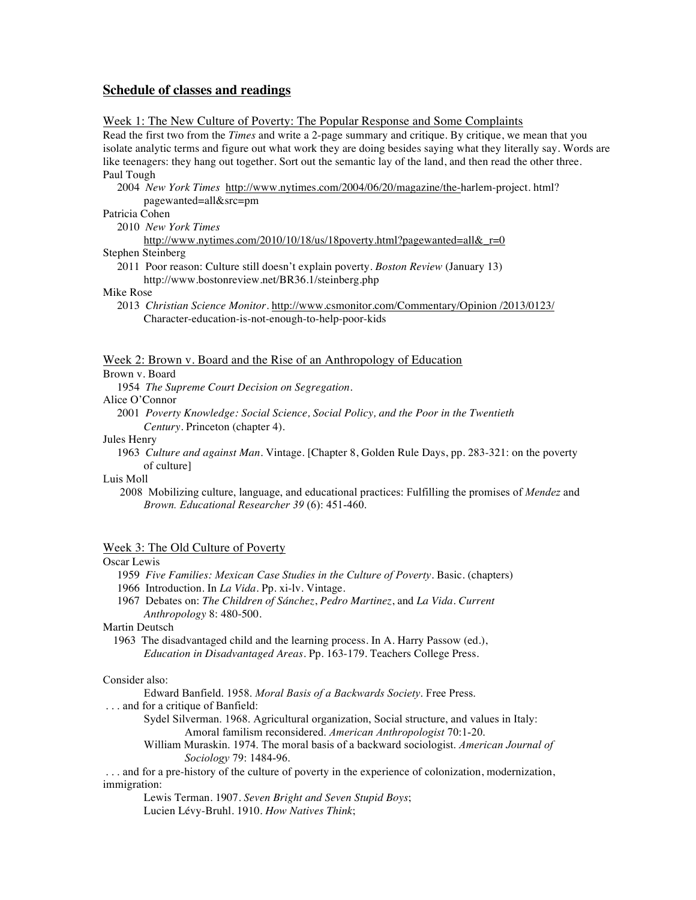## Schedule of classes and readings

Week 1: The New Culture of Poverty: The Popular Response and Some Complaints

Read the first two from the *Times* and write a 2-page summary and critique. By critique, we mean that you isolate analytic terms and figure out what work they are doing besides saying what they literally say. Words are like teenagers: they hang out together. Sort out the semantic lay of the land, and then read the other three.

Paul Tough
  2004 *New York Times* http://www.nytimes.com/2004/06/20/magazine/the-harlem-project. html?pagewanted=all&src=pm

Patricia Cohen
  2010 *New York Times*
  http://www.nytimes.com/2010/10/18/us/18poverty.html?pagewanted=all&_r=0

Stephen Steinberg
  2011 Poor reason: Culture still doesn't explain poverty. *Boston Review* (January 13) http://www.bostonreview.net/BR36.1/steinberg.php

Mike Rose
  2013 *Christian Science Monitor*. http://www.csmonitor.com/Commentary/Opinion /2013/0123/ Character-education-is-not-enough-to-help-poor-kids

Week 2: Brown v. Board and the Rise of an Anthropology of Education

Brown v. Board
  1954 *The Supreme Court Decision on Segregation*.

Alice O'Connor
  2001 *Poverty Knowledge: Social Science, Social Policy, and the Poor in the Twentieth Century*. Princeton (chapter 4).

Jules Henry
  1963 *Culture and against Man*. Vintage. [Chapter 8, Golden Rule Days, pp. 283-321: on the poverty of culture]

Luis Moll
  2008 Mobilizing culture, language, and educational practices: Fulfilling the promises of *Mendez* and *Brown. Educational Researcher 39* (6): 451-460.

Week 3: The Old Culture of Poverty

Oscar Lewis
  1959 *Five Families: Mexican Case Studies in the Culture of Poverty*. Basic. (chapters)
  1966 Introduction. In *La Vida*. Pp. xi-lv. Vintage.
  1967 Debates on: *The Children of Sánchez*, *Pedro Martinez*, and *La Vida*. *Current Anthropology* 8: 480-500.

Martin Deutsch
  1963 The disadvantaged child and the learning process. In A. Harry Passow (ed.), *Education in Disadvantaged Areas*. Pp. 163-179. Teachers College Press.

Consider also:

  Edward Banfield. 1958. *Moral Basis of a Backwards Society*. Free Press.

. . . and for a critique of Banfield:

  Sydel Silverman. 1968. Agricultural organization, Social structure, and values in Italy: Amoral familism reconsidered. *American Anthropologist* 70:1-20.

  William Muraskin. 1974. The moral basis of a backward sociologist. *American Journal of Sociology* 79: 1484-96.

. . . and for a pre-history of the culture of poverty in the experience of colonization, modernization, immigration:

  Lewis Terman. 1907. *Seven Bright and Seven Stupid Boys*;

  Lucien Lévy-Bruhl. 1910. *How Natives Think*;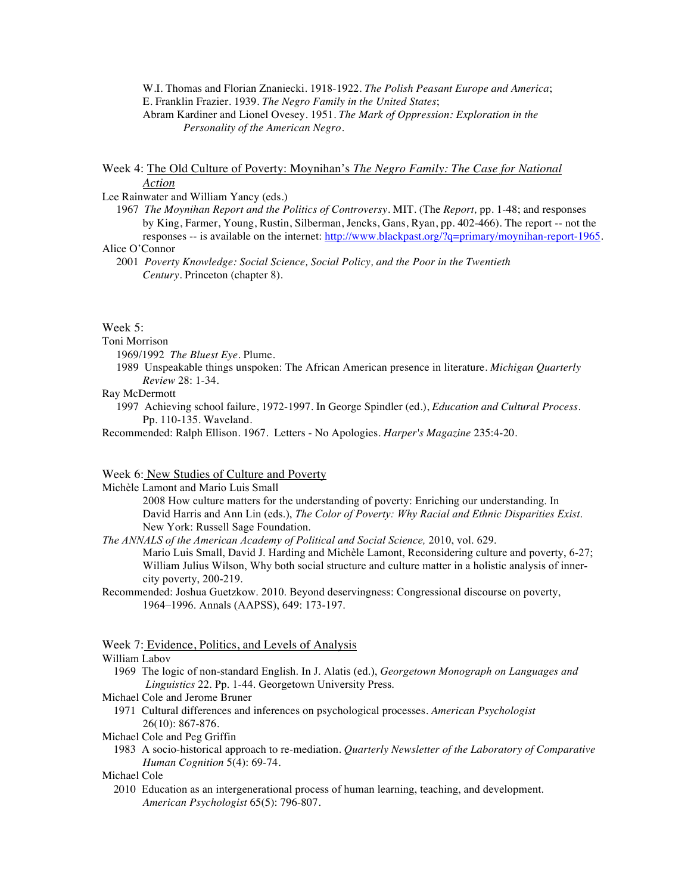W.I. Thomas and Florian Znaniecki. 1918-1922. *The Polish Peasant Europe and America*;
E. Franklin Frazier. 1939. *The Negro Family in the United States*;
Abram Kardiner and Lionel Ovesey. 1951. *The Mark of Oppression: Exploration in the Personality of the American Negro*.

## Week 4: The Old Culture of Poverty: Moynihan's *The Negro Family: The Case for National Action*

Lee Rainwater and William Yancy (eds.)
1967 *The Moynihan Report and the Politics of Controversy*. MIT. (The *Report,* pp. 1-48; and responses by King, Farmer, Young, Rustin, Silberman, Jencks, Gans, Ryan, pp. 402-466). The report -- not the responses -- is available on the internet: http://www.blackpast.org/?q=primary/moynihan-report-1965.

Alice O'Connor
2001 *Poverty Knowledge: Social Science, Social Policy, and the Poor in the Twentieth Century*. Princeton (chapter 8).

## Week 5:

Toni Morrison
1969/1992 *The Bluest Eye*. Plume.
1989 Unspeakable things unspoken: The African American presence in literature. *Michigan Quarterly Review* 28: 1-34.

Ray McDermott
1997 Achieving school failure, 1972-1997. In George Spindler (ed.), *Education and Cultural Process*. Pp. 110-135. Waveland.

Recommended: Ralph Ellison. 1967. Letters - No Apologies. *Harper's Magazine* 235:4-20.

## Week 6: New Studies of Culture and Poverty

Michèle Lamont and Mario Luis Small
2008 How culture matters for the understanding of poverty: Enriching our understanding. In David Harris and Ann Lin (eds.), *The Color of Poverty: Why Racial and Ethnic Disparities Exist*. New York: Russell Sage Foundation.

*The ANNALS of the American Academy of Political and Social Science,* 2010, vol. 629.
Mario Luis Small, David J. Harding and Michèle Lamont, Reconsidering culture and poverty, 6-27;
William Julius Wilson, Why both social structure and culture matter in a holistic analysis of inner-city poverty, 200-219.

Recommended: Joshua Guetzkow. 2010. Beyond deservingness: Congressional discourse on poverty, 1964–1996. Annals (AAPSS), 649: 173-197.

## Week 7: Evidence, Politics, and Levels of Analysis

William Labov
1969 The logic of non-standard English. In J. Alatis (ed.), *Georgetown Monograph on Languages and Linguistics* 22. Pp. 1-44. Georgetown University Press.

Michael Cole and Jerome Bruner
1971 Cultural differences and inferences on psychological processes. *American Psychologist* 26(10): 867-876.

Michael Cole and Peg Griffin
1983 A socio-historical approach to re-mediation. *Quarterly Newsletter of the Laboratory of Comparative Human Cognition* 5(4): 69-74.

Michael Cole
2010 Education as an intergenerational process of human learning, teaching, and development. *American Psychologist* 65(5): 796-807.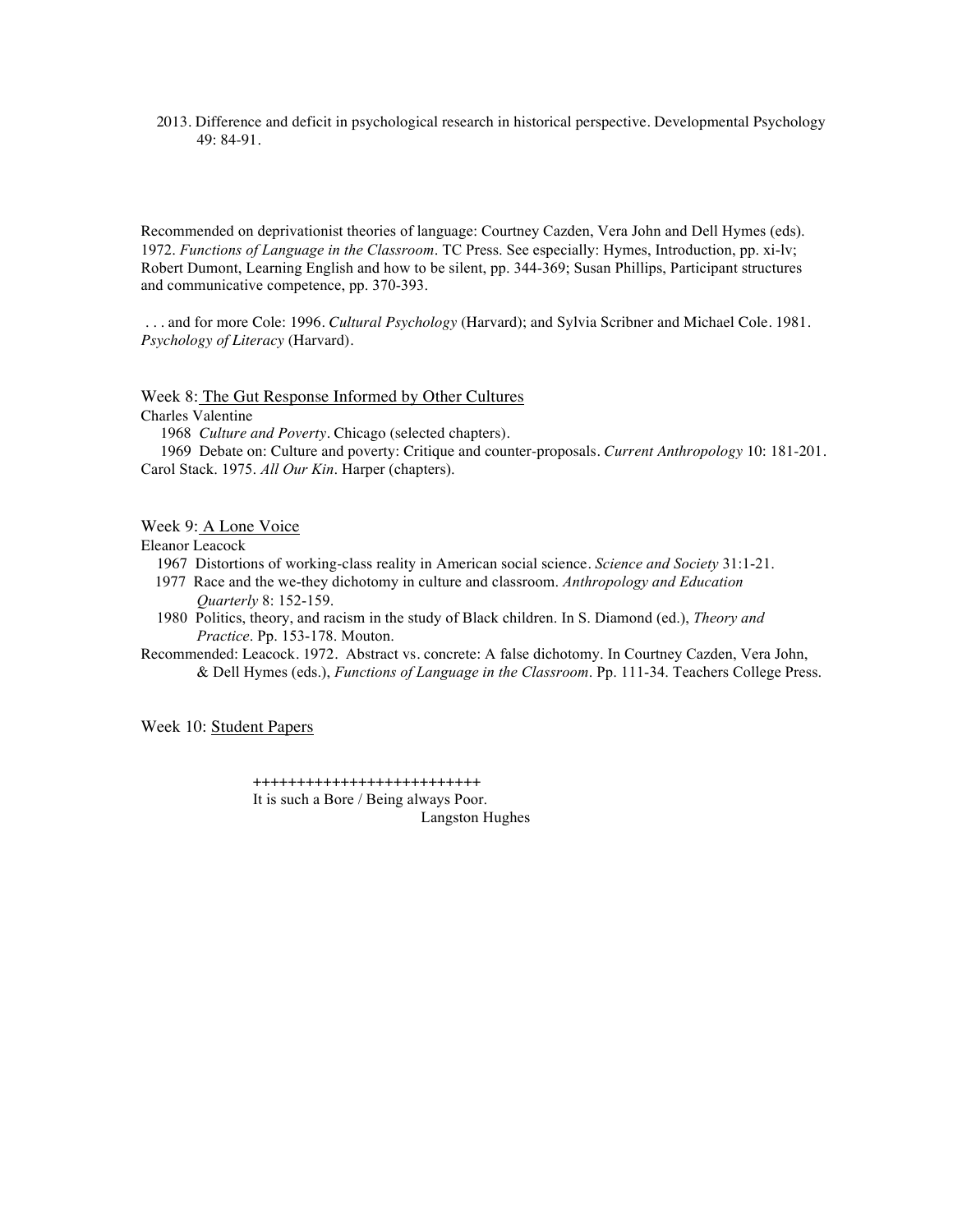2013. Difference and deficit in psychological research in historical perspective. Developmental Psychology 49: 84-91.

Recommended on deprivationist theories of language: Courtney Cazden, Vera John and Dell Hymes (eds). 1972. *Functions of Language in the Classroom*. TC Press. See especially: Hymes, Introduction, pp. xi-lv; Robert Dumont, Learning English and how to be silent, pp. 344-369; Susan Phillips, Participant structures and communicative competence, pp. 370-393.

. . . and for more Cole: 1996. *Cultural Psychology* (Harvard); and Sylvia Scribner and Michael Cole. 1981. *Psychology of Literacy* (Harvard).

Week 8: <u>The Gut Response Informed by Other Cultures</u>

Charles Valentine

1968 *Culture and Poverty*. Chicago (selected chapters).

1969 Debate on: Culture and poverty: Critique and counter-proposals. *Current Anthropology* 10: 181-201.

Carol Stack. 1975. *All Our Kin*. Harper (chapters).

Week 9: <u>A Lone Voice</u>

Eleanor Leacock

1967 Distortions of working-class reality in American social science. *Science and Society* 31:1-21.

1977 Race and the we-they dichotomy in culture and classroom. *Anthropology and Education Quarterly* 8: 152-159.

1980 Politics, theory, and racism in the study of Black children. In S. Diamond (ed.), *Theory and Practice*. Pp. 153-178. Mouton.

Recommended: Leacock. 1972. Abstract vs. concrete: A false dichotomy. In Courtney Cazden, Vera John, & Dell Hymes (eds.), *Functions of Language in the Classroom*. Pp. 111-34. Teachers College Press.

Week 10: <u>Student Papers</u>

++++++++++++++++++++++++++

It is such a Bore / Being always Poor.

Langston Hughes